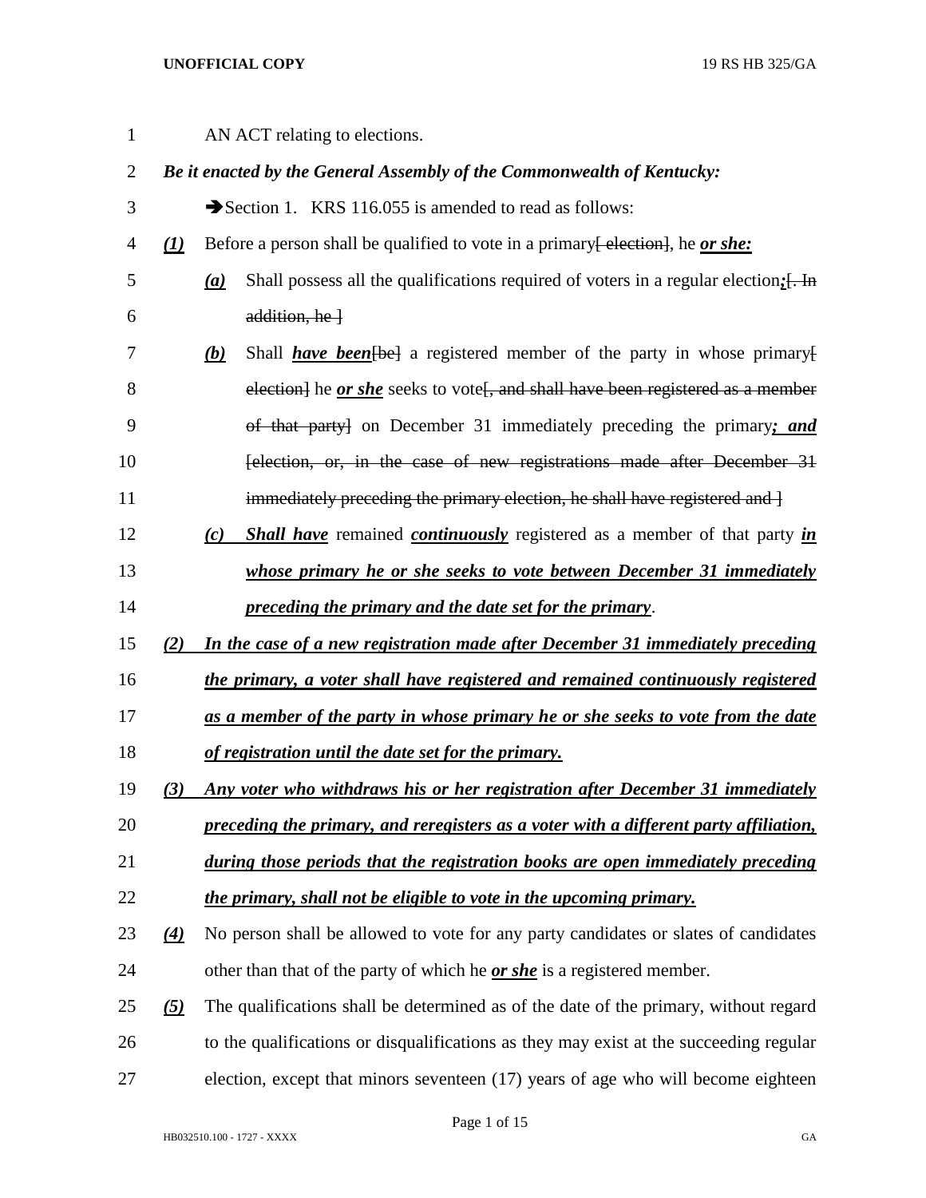AN ACT relating to elections.

***Be it enacted by the General Assembly of the Commonwealth of Kentucky:***

➔Section 1. KRS 116.055 is amended to read as follows:

***(1)*** Before a person shall be qualified to vote in a primary[ election], he ***or she:***

***(a)*** Shall possess all the qualifications required of voters in a regular election***;***[. In addition, he ]

***(b)*** Shall ***have been***[be] a registered member of the party in whose primary[ election] he ***or she*** seeks to vote[, and shall have been registered as a member of that party] on December 31 immediately preceding the primary***; and***[election, or, in the case of new registrations made after December 31 immediately preceding the primary election, he shall have registered and ]

***(c)*** ***Shall have*** remained ***continuously*** registered as a member of that party ***in whose primary he or she seeks to vote between December 31 immediately preceding the primary and the date set for the primary***.

***(2)*** ***In the case of a new registration made after December 31 immediately preceding the primary, a voter shall have registered and remained continuously registered as a member of the party in whose primary he or she seeks to vote from the date of registration until the date set for the primary.***

***(3)*** ***Any voter who withdraws his or her registration after December 31 immediately preceding the primary, and reregisters as a voter with a different party affiliation, during those periods that the registration books are open immediately preceding the primary, shall not be eligible to vote in the upcoming primary.***

***(4)*** No person shall be allowed to vote for any party candidates or slates of candidates other than that of the party of which he ***or she*** is a registered member.

***(5)*** The qualifications shall be determined as of the date of the primary, without regard to the qualifications or disqualifications as they may exist at the succeeding regular election, except that minors seventeen (17) years of age who will become eighteen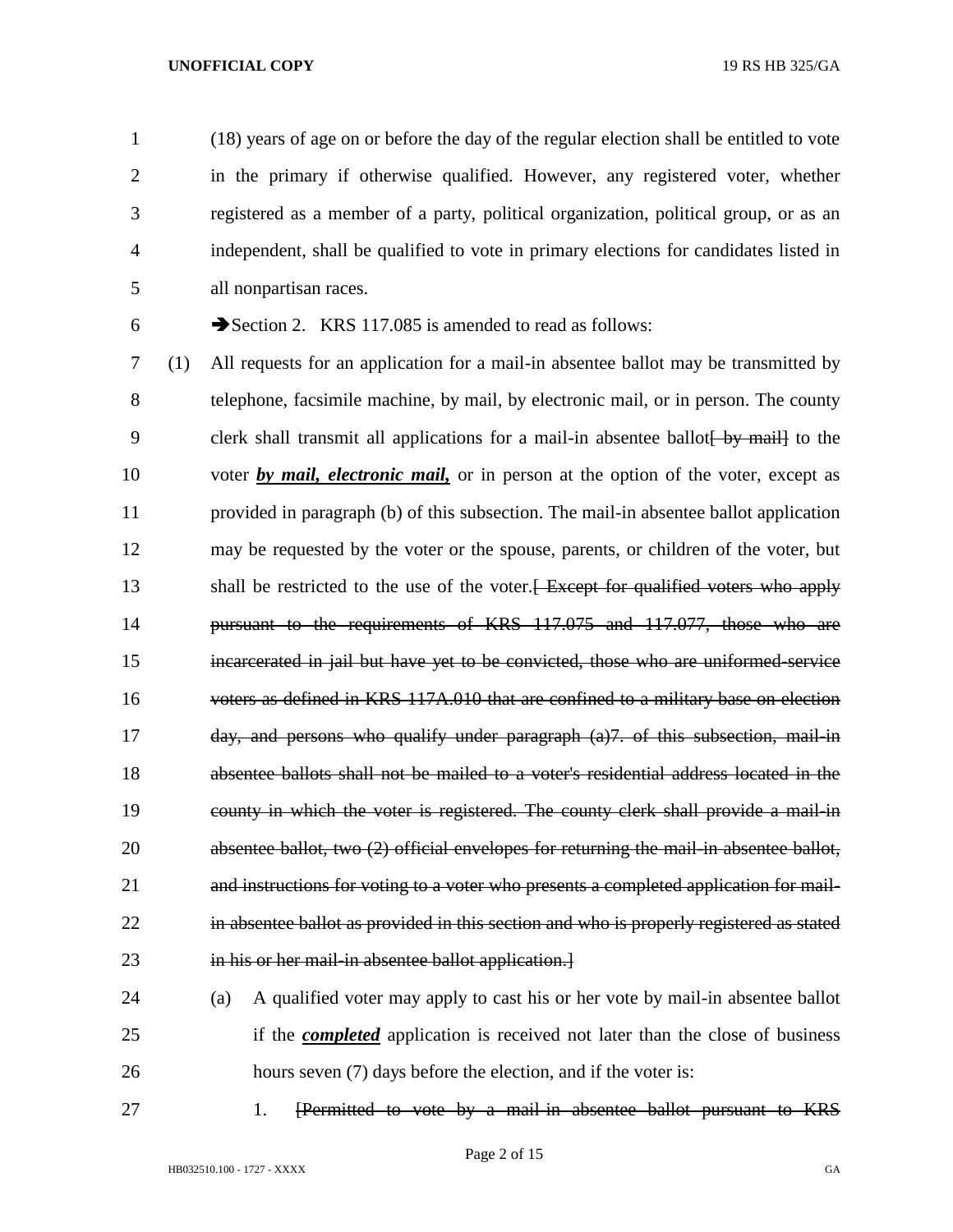(18) years of age on or before the day of the regular election shall be entitled to vote in the primary if otherwise qualified. However, any registered voter, whether registered as a member of a party, political organization, political group, or as an independent, shall be qualified to vote in primary elections for candidates listed in all nonpartisan races.

➔Section 2. KRS 117.085 is amended to read as follows:

(1) All requests for an application for a mail-in absentee ballot may be transmitted by telephone, facsimile machine, by mail, by electronic mail, or in person. The county clerk shall transmit all applications for a mail-in absentee ballot~~[ by mail]~~ to the voter ***by mail, electronic mail,*** or in person at the option of the voter, except as provided in paragraph (b) of this subsection. The mail-in absentee ballot application may be requested by the voter or the spouse, parents, or children of the voter, but shall be restricted to the use of the voter.~~[ Except for qualified voters who apply pursuant to the requirements of KRS 117.075 and 117.077, those who are incarcerated in jail but have yet to be convicted, those who are uniformed-service voters as defined in KRS 117A.010 that are confined to a military base on election day, and persons who qualify under paragraph (a)7. of this subsection, mail-in absentee ballots shall not be mailed to a voter's residential address located in the county in which the voter is registered. The county clerk shall provide a mail-in absentee ballot, two (2) official envelopes for returning the mail-in absentee ballot, and instructions for voting to a voter who presents a completed application for mail-in absentee ballot as provided in this section and who is properly registered as stated in his or her mail-in absentee ballot application.]~~

(a) A qualified voter may apply to cast his or her vote by mail-in absentee ballot if the ***completed*** application is received not later than the close of business hours seven (7) days before the election, and if the voter is:

1. ~~[Permitted to vote by a mail-in absentee ballot pursuant to KRS~~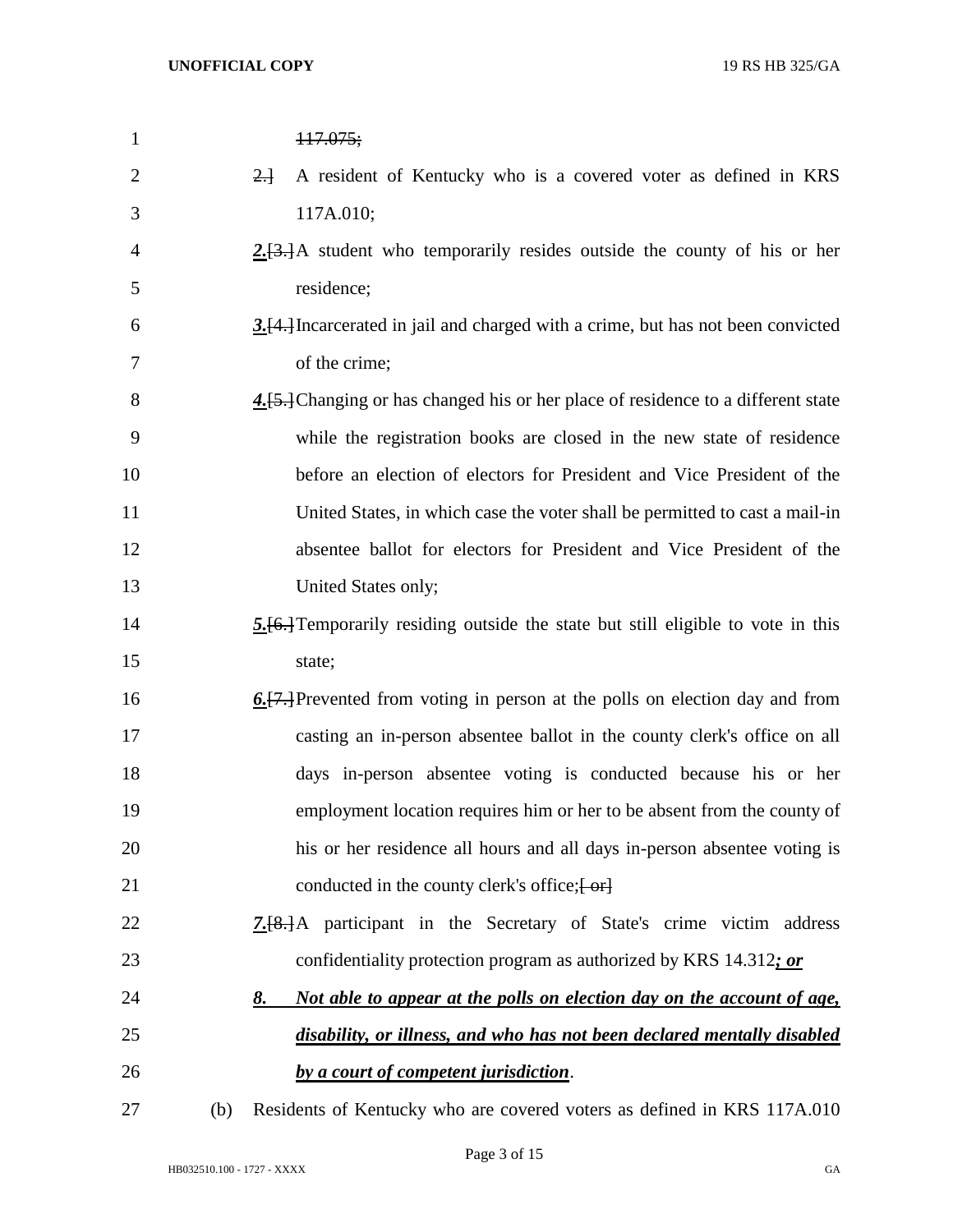117.075;

2.] A resident of Kentucky who is a covered voter as defined in KRS 117A.010;

***2.***[3.] A student who temporarily resides outside the county of his or her residence;

***3.***[4.] Incarcerated in jail and charged with a crime, but has not been convicted of the crime;

***4.***[5.] Changing or has changed his or her place of residence to a different state while the registration books are closed in the new state of residence before an election of electors for President and Vice President of the United States, in which case the voter shall be permitted to cast a mail-in absentee ballot for electors for President and Vice President of the United States only;

***5.***[6.] Temporarily residing outside the state but still eligible to vote in this state;

***6.***[7.] Prevented from voting in person at the polls on election day and from casting an in-person absentee ballot in the county clerk's office on all days in-person absentee voting is conducted because his or her employment location requires him or her to be absent from the county of his or her residence all hours and all days in-person absentee voting is conducted in the county clerk's office;[ or]

***7.***[8.] A participant in the Secretary of State's crime victim address confidentiality protection program as authorized by KRS 14.312***; or***

***8. Not able to appear at the polls on election day on the account of age, disability, or illness, and who has not been declared mentally disabled by a court of competent jurisdiction***.

(b) Residents of Kentucky who are covered voters as defined in KRS 117A.010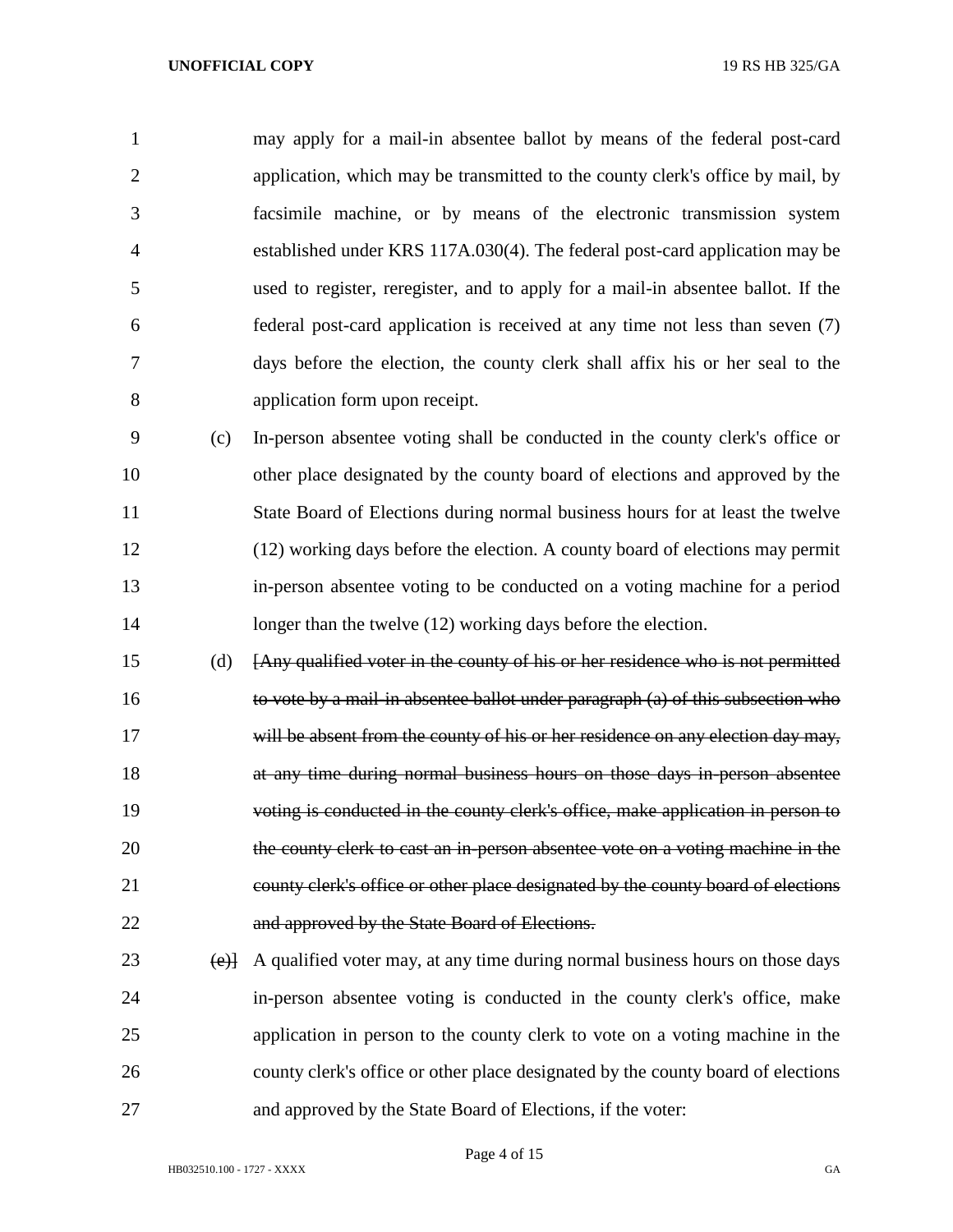may apply for a mail-in absentee ballot by means of the federal post-card application, which may be transmitted to the county clerk's office by mail, by facsimile machine, or by means of the electronic transmission system established under KRS 117A.030(4). The federal post-card application may be used to register, reregister, and to apply for a mail-in absentee ballot. If the federal post-card application is received at any time not less than seven (7) days before the election, the county clerk shall affix his or her seal to the application form upon receipt.

(c) In-person absentee voting shall be conducted in the county clerk's office or other place designated by the county board of elections and approved by the State Board of Elections during normal business hours for at least the twelve (12) working days before the election. A county board of elections may permit in-person absentee voting to be conducted on a voting machine for a period longer than the twelve (12) working days before the election.

(d) [~~Any qualified voter in the county of his or her residence who is not permitted to vote by a mail-in absentee ballot under paragraph (a) of this subsection who will be absent from the county of his or her residence on any election day may, at any time during normal business hours on those days in-person absentee voting is conducted in the county clerk's office, make application in person to the county clerk to cast an in-person absentee vote on a voting machine in the county clerk's office or other place designated by the county board of elections and approved by the State Board of Elections.~~

~~(e)~~] A qualified voter may, at any time during normal business hours on those days in-person absentee voting is conducted in the county clerk's office, make application in person to the county clerk to vote on a voting machine in the county clerk's office or other place designated by the county board of elections and approved by the State Board of Elections, if the voter: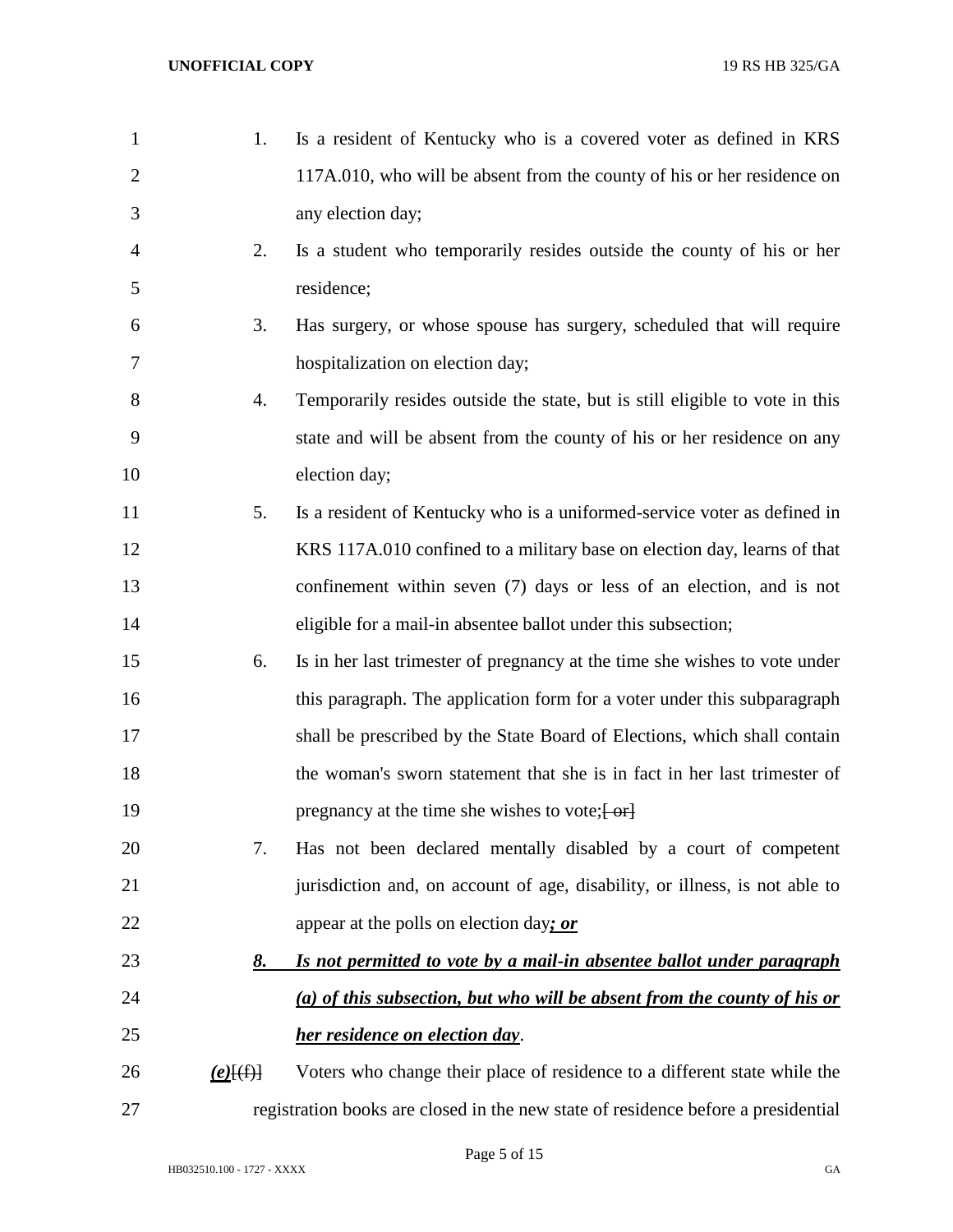1. Is a resident of Kentucky who is a covered voter as defined in KRS 117A.010, who will be absent from the county of his or her residence on any election day;
2. Is a student who temporarily resides outside the county of his or her residence;
3. Has surgery, or whose spouse has surgery, scheduled that will require hospitalization on election day;
4. Temporarily resides outside the state, but is still eligible to vote in this state and will be absent from the county of his or her residence on any election day;
5. Is a resident of Kentucky who is a uniformed-service voter as defined in KRS 117A.010 confined to a military base on election day, learns of that confinement within seven (7) days or less of an election, and is not eligible for a mail-in absentee ballot under this subsection;
6. Is in her last trimester of pregnancy at the time she wishes to vote under this paragraph. The application form for a voter under this subparagraph shall be prescribed by the State Board of Elections, which shall contain the woman's sworn statement that she is in fact in her last trimester of pregnancy at the time she wishes to vote;~~[ or]~~
7. Has not been declared mentally disabled by a court of competent jurisdiction and, on account of age, disability, or illness, is not able to appear at the polls on election day***; or***
***8. Is not permitted to vote by a mail-in absentee ballot under paragraph (a) of this subsection, but who will be absent from the county of his or her residence on election day***.

***(e)***~~[(f)]~~ Voters who change their place of residence to a different state while the registration books are closed in the new state of residence before a presidential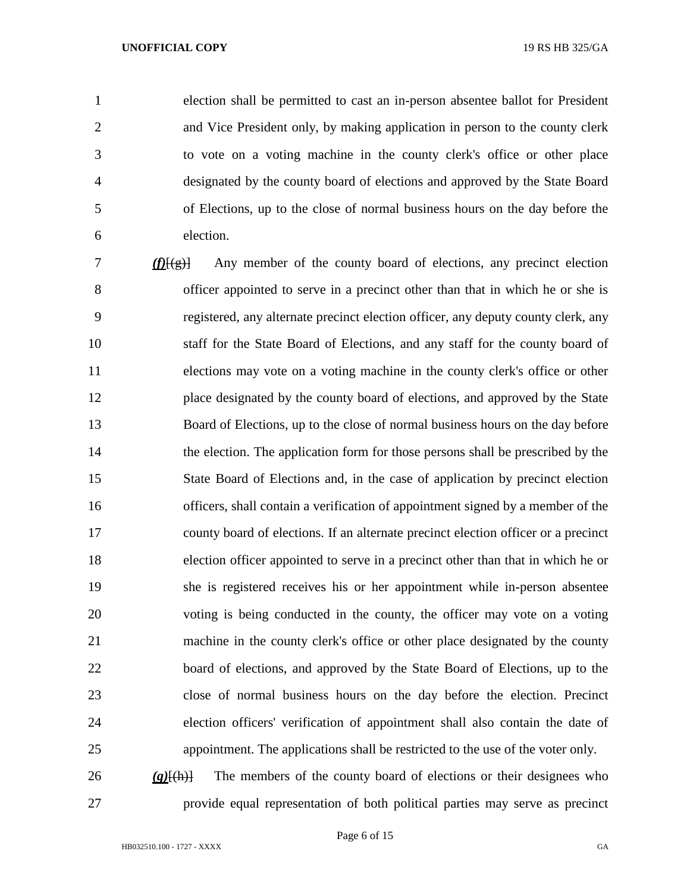election shall be permitted to cast an in-person absentee ballot for President and Vice President only, by making application in person to the county clerk to vote on a voting machine in the county clerk's office or other place designated by the county board of elections and approved by the State Board of Elections, up to the close of normal business hours on the day before the election.

***(f)***~~[(g)]~~ Any member of the county board of elections, any precinct election officer appointed to serve in a precinct other than that in which he or she is registered, any alternate precinct election officer, any deputy county clerk, any staff for the State Board of Elections, and any staff for the county board of elections may vote on a voting machine in the county clerk's office or other place designated by the county board of elections, and approved by the State Board of Elections, up to the close of normal business hours on the day before the election. The application form for those persons shall be prescribed by the State Board of Elections and, in the case of application by precinct election officers, shall contain a verification of appointment signed by a member of the county board of elections. If an alternate precinct election officer or a precinct election officer appointed to serve in a precinct other than that in which he or she is registered receives his or her appointment while in-person absentee voting is being conducted in the county, the officer may vote on a voting machine in the county clerk's office or other place designated by the county board of elections, and approved by the State Board of Elections, up to the close of normal business hours on the day before the election. Precinct election officers' verification of appointment shall also contain the date of appointment. The applications shall be restricted to the use of the voter only.

***(g)***~~[(h)]~~ The members of the county board of elections or their designees who provide equal representation of both political parties may serve as precinct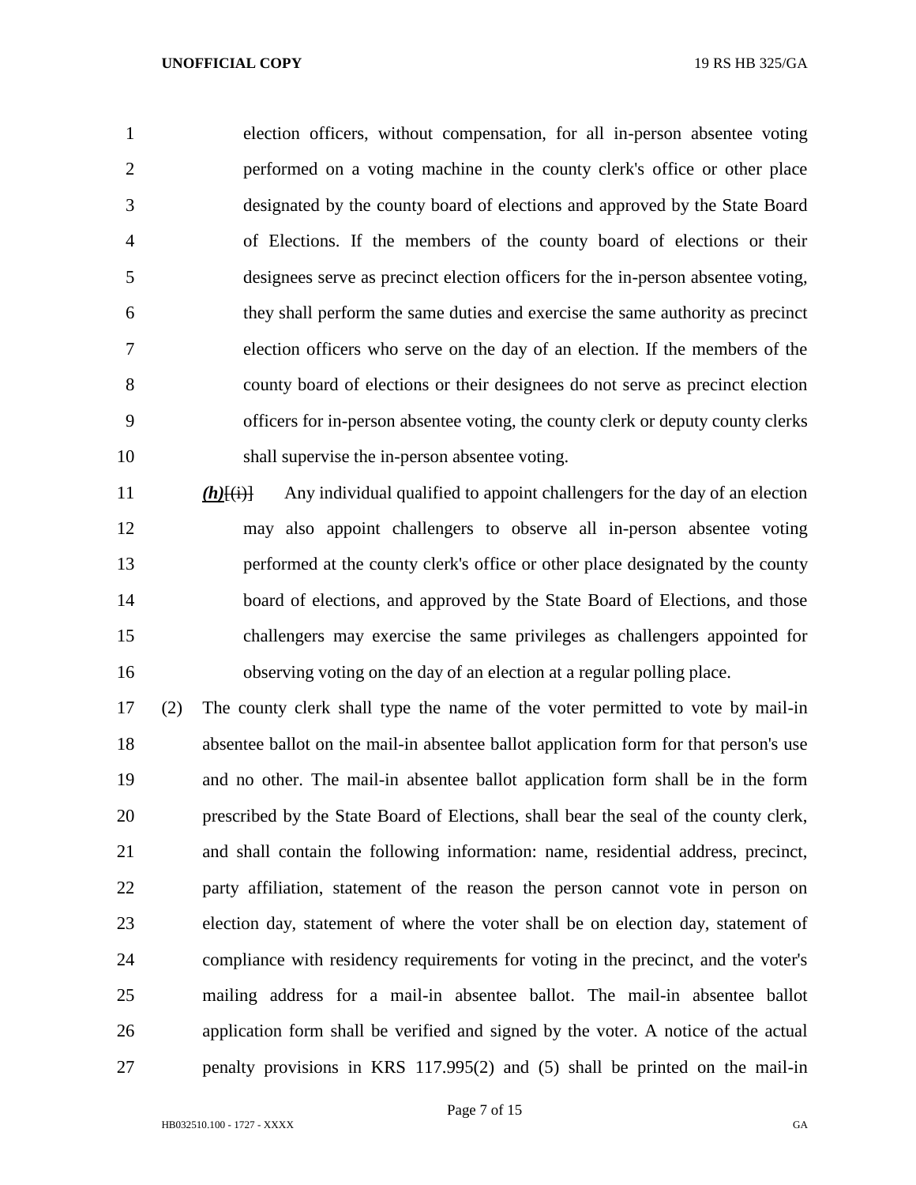election officers, without compensation, for all in-person absentee voting performed on a voting machine in the county clerk's office or other place designated by the county board of elections and approved by the State Board of Elections. If the members of the county board of elections or their designees serve as precinct election officers for the in-person absentee voting, they shall perform the same duties and exercise the same authority as precinct election officers who serve on the day of an election. If the members of the county board of elections or their designees do not serve as precinct election officers for in-person absentee voting, the county clerk or deputy county clerks shall supervise the in-person absentee voting.

***(h)***[~~(i)~~] Any individual qualified to appoint challengers for the day of an election may also appoint challengers to observe all in-person absentee voting performed at the county clerk's office or other place designated by the county board of elections, and approved by the State Board of Elections, and those challengers may exercise the same privileges as challengers appointed for observing voting on the day of an election at a regular polling place.

(2) The county clerk shall type the name of the voter permitted to vote by mail-in absentee ballot on the mail-in absentee ballot application form for that person's use and no other. The mail-in absentee ballot application form shall be in the form prescribed by the State Board of Elections, shall bear the seal of the county clerk, and shall contain the following information: name, residential address, precinct, party affiliation, statement of the reason the person cannot vote in person on election day, statement of where the voter shall be on election day, statement of compliance with residency requirements for voting in the precinct, and the voter's mailing address for a mail-in absentee ballot. The mail-in absentee ballot application form shall be verified and signed by the voter. A notice of the actual penalty provisions in KRS 117.995(2) and (5) shall be printed on the mail-in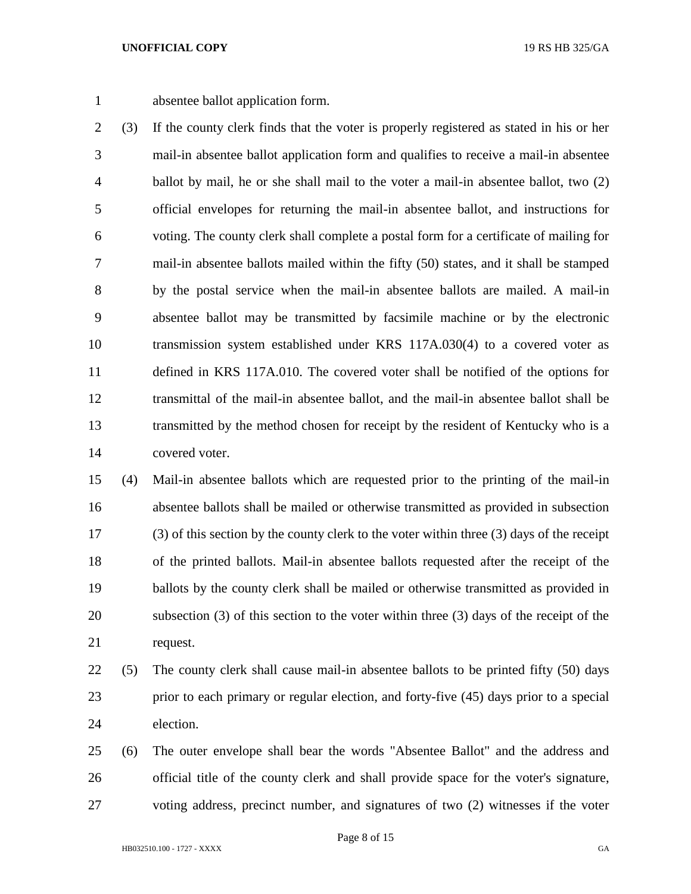absentee ballot application form.

(3) If the county clerk finds that the voter is properly registered as stated in his or her mail-in absentee ballot application form and qualifies to receive a mail-in absentee ballot by mail, he or she shall mail to the voter a mail-in absentee ballot, two (2) official envelopes for returning the mail-in absentee ballot, and instructions for voting. The county clerk shall complete a postal form for a certificate of mailing for mail-in absentee ballots mailed within the fifty (50) states, and it shall be stamped by the postal service when the mail-in absentee ballots are mailed. A mail-in absentee ballot may be transmitted by facsimile machine or by the electronic transmission system established under KRS 117A.030(4) to a covered voter as defined in KRS 117A.010. The covered voter shall be notified of the options for transmittal of the mail-in absentee ballot, and the mail-in absentee ballot shall be transmitted by the method chosen for receipt by the resident of Kentucky who is a covered voter.

(4) Mail-in absentee ballots which are requested prior to the printing of the mail-in absentee ballots shall be mailed or otherwise transmitted as provided in subsection (3) of this section by the county clerk to the voter within three (3) days of the receipt of the printed ballots. Mail-in absentee ballots requested after the receipt of the ballots by the county clerk shall be mailed or otherwise transmitted as provided in subsection (3) of this section to the voter within three (3) days of the receipt of the request.

(5) The county clerk shall cause mail-in absentee ballots to be printed fifty (50) days prior to each primary or regular election, and forty-five (45) days prior to a special election.

(6) The outer envelope shall bear the words "Absentee Ballot" and the address and official title of the county clerk and shall provide space for the voter's signature, voting address, precinct number, and signatures of two (2) witnesses if the voter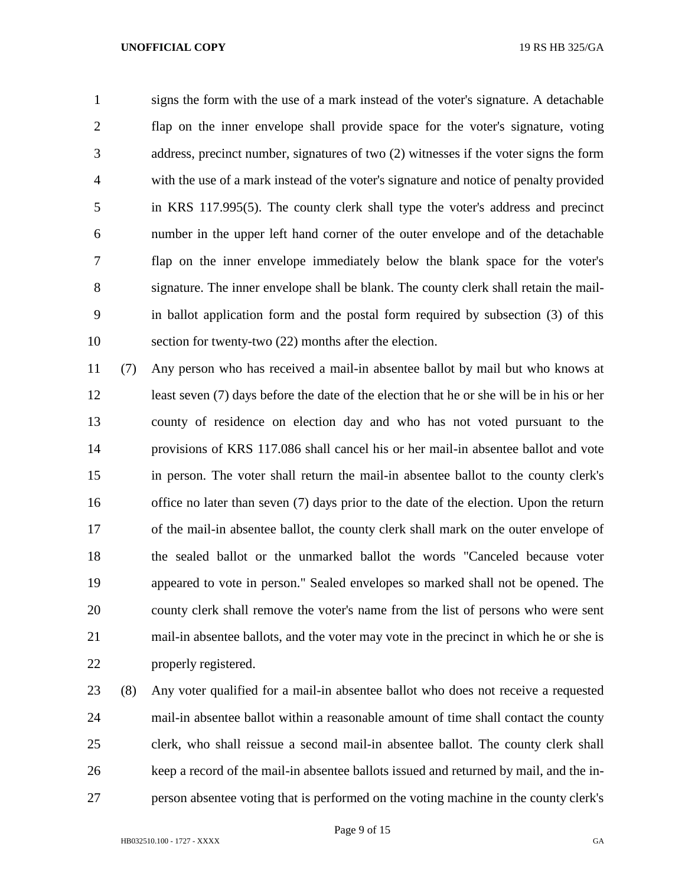signs the form with the use of a mark instead of the voter's signature. A detachable flap on the inner envelope shall provide space for the voter's signature, voting address, precinct number, signatures of two (2) witnesses if the voter signs the form with the use of a mark instead of the voter's signature and notice of penalty provided in KRS 117.995(5). The county clerk shall type the voter's address and precinct number in the upper left hand corner of the outer envelope and of the detachable flap on the inner envelope immediately below the blank space for the voter's signature. The inner envelope shall be blank. The county clerk shall retain the mail-in ballot application form and the postal form required by subsection (3) of this section for twenty-two (22) months after the election.

(7) Any person who has received a mail-in absentee ballot by mail but who knows at least seven (7) days before the date of the election that he or she will be in his or her county of residence on election day and who has not voted pursuant to the provisions of KRS 117.086 shall cancel his or her mail-in absentee ballot and vote in person. The voter shall return the mail-in absentee ballot to the county clerk's office no later than seven (7) days prior to the date of the election. Upon the return of the mail-in absentee ballot, the county clerk shall mark on the outer envelope of the sealed ballot or the unmarked ballot the words "Canceled because voter appeared to vote in person." Sealed envelopes so marked shall not be opened. The county clerk shall remove the voter's name from the list of persons who were sent mail-in absentee ballots, and the voter may vote in the precinct in which he or she is properly registered.

(8) Any voter qualified for a mail-in absentee ballot who does not receive a requested mail-in absentee ballot within a reasonable amount of time shall contact the county clerk, who shall reissue a second mail-in absentee ballot. The county clerk shall keep a record of the mail-in absentee ballots issued and returned by mail, and the in-person absentee voting that is performed on the voting machine in the county clerk's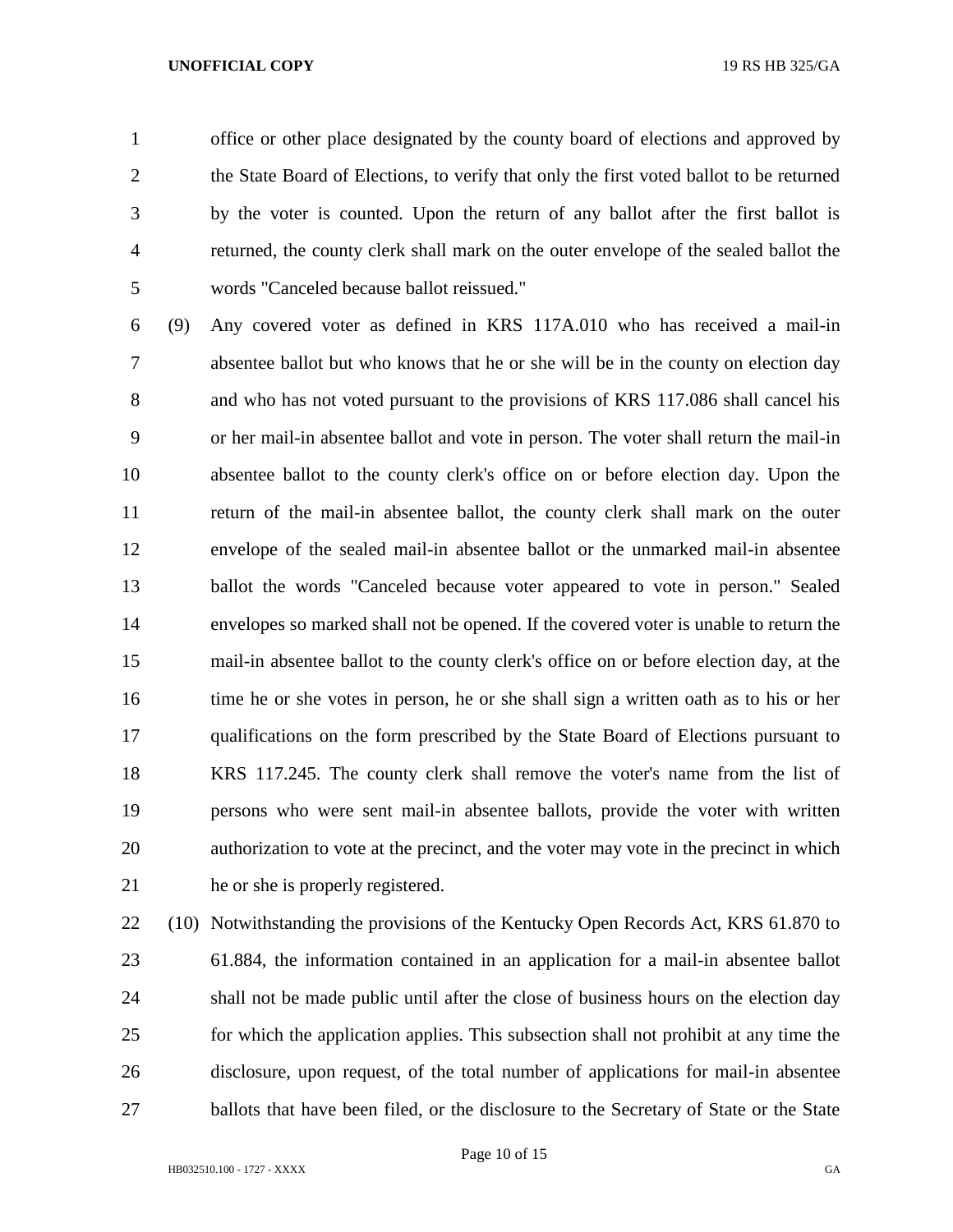office or other place designated by the county board of elections and approved by the State Board of Elections, to verify that only the first voted ballot to be returned by the voter is counted. Upon the return of any ballot after the first ballot is returned, the county clerk shall mark on the outer envelope of the sealed ballot the words "Canceled because ballot reissued."

(9) Any covered voter as defined in KRS 117A.010 who has received a mail-in absentee ballot but who knows that he or she will be in the county on election day and who has not voted pursuant to the provisions of KRS 117.086 shall cancel his or her mail-in absentee ballot and vote in person. The voter shall return the mail-in absentee ballot to the county clerk's office on or before election day. Upon the return of the mail-in absentee ballot, the county clerk shall mark on the outer envelope of the sealed mail-in absentee ballot or the unmarked mail-in absentee ballot the words "Canceled because voter appeared to vote in person." Sealed envelopes so marked shall not be opened. If the covered voter is unable to return the mail-in absentee ballot to the county clerk's office on or before election day, at the time he or she votes in person, he or she shall sign a written oath as to his or her qualifications on the form prescribed by the State Board of Elections pursuant to KRS 117.245. The county clerk shall remove the voter's name from the list of persons who were sent mail-in absentee ballots, provide the voter with written authorization to vote at the precinct, and the voter may vote in the precinct in which he or she is properly registered.

(10) Notwithstanding the provisions of the Kentucky Open Records Act, KRS 61.870 to 61.884, the information contained in an application for a mail-in absentee ballot shall not be made public until after the close of business hours on the election day for which the application applies. This subsection shall not prohibit at any time the disclosure, upon request, of the total number of applications for mail-in absentee ballots that have been filed, or the disclosure to the Secretary of State or the State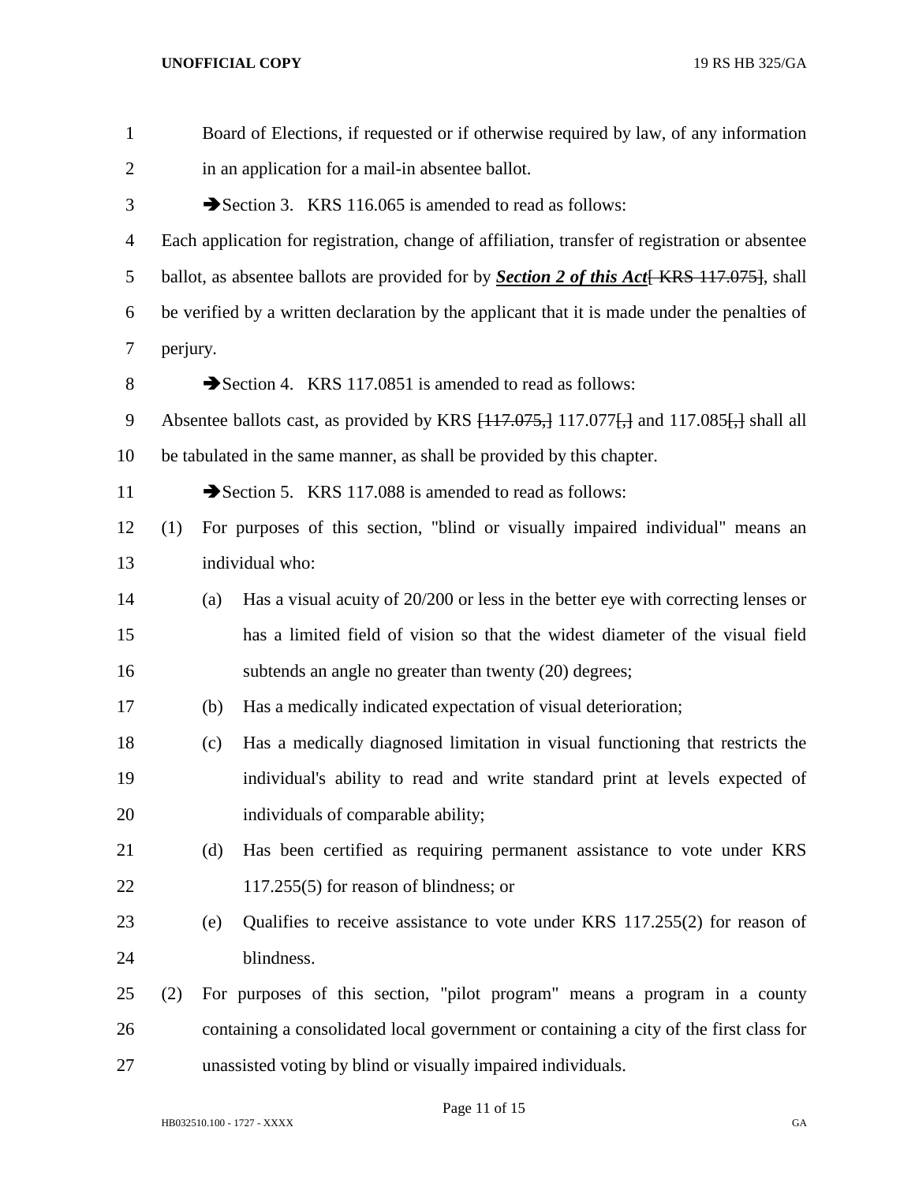Board of Elections, if requested or if otherwise required by law, of any information in an application for a mail-in absentee ballot.

➔Section 3. KRS 116.065 is amended to read as follows:

Each application for registration, change of affiliation, transfer of registration or absentee ballot, as absentee ballots are provided for by ***Section 2 of this Act***~~[ KRS 117.075]~~, shall be verified by a written declaration by the applicant that it is made under the penalties of perjury.

➔Section 4. KRS 117.0851 is amended to read as follows:

Absentee ballots cast, as provided by KRS ~~[117.075,]~~ 117.077~~[,]~~ and 117.085~~[,]~~ shall all be tabulated in the same manner, as shall be provided by this chapter.

➔Section 5. KRS 117.088 is amended to read as follows:

(1) For purposes of this section, "blind or visually impaired individual" means an individual who:

  (a) Has a visual acuity of 20/200 or less in the better eye with correcting lenses or has a limited field of vision so that the widest diameter of the visual field subtends an angle no greater than twenty (20) degrees;

  (b) Has a medically indicated expectation of visual deterioration;

  (c) Has a medically diagnosed limitation in visual functioning that restricts the individual's ability to read and write standard print at levels expected of individuals of comparable ability;

  (d) Has been certified as requiring permanent assistance to vote under KRS 117.255(5) for reason of blindness; or

  (e) Qualifies to receive assistance to vote under KRS 117.255(2) for reason of blindness.

(2) For purposes of this section, "pilot program" means a program in a county containing a consolidated local government or containing a city of the first class for unassisted voting by blind or visually impaired individuals.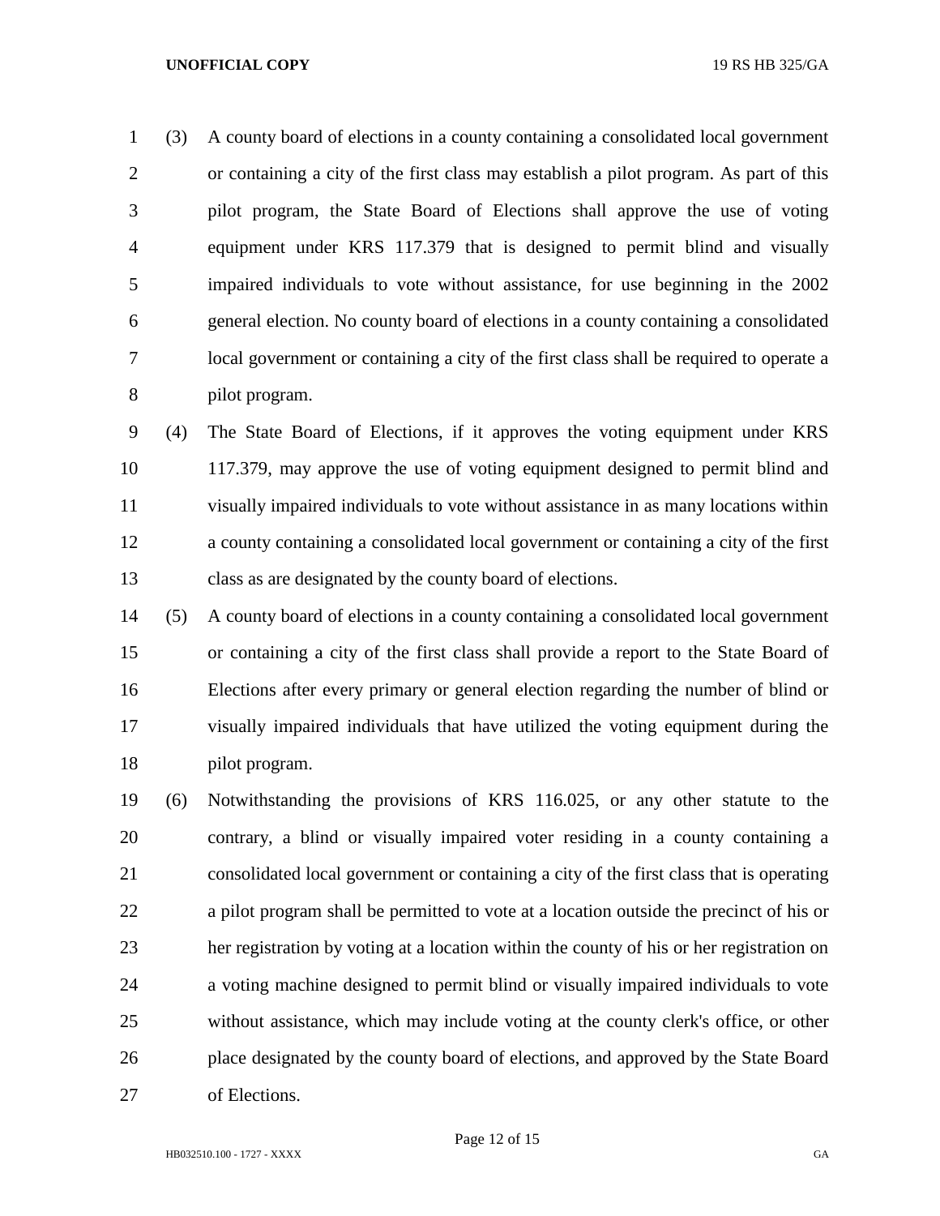(3) A county board of elections in a county containing a consolidated local government or containing a city of the first class may establish a pilot program. As part of this pilot program, the State Board of Elections shall approve the use of voting equipment under KRS 117.379 that is designed to permit blind and visually impaired individuals to vote without assistance, for use beginning in the 2002 general election. No county board of elections in a county containing a consolidated local government or containing a city of the first class shall be required to operate a pilot program.

(4) The State Board of Elections, if it approves the voting equipment under KRS 117.379, may approve the use of voting equipment designed to permit blind and visually impaired individuals to vote without assistance in as many locations within a county containing a consolidated local government or containing a city of the first class as are designated by the county board of elections.

(5) A county board of elections in a county containing a consolidated local government or containing a city of the first class shall provide a report to the State Board of Elections after every primary or general election regarding the number of blind or visually impaired individuals that have utilized the voting equipment during the pilot program.

(6) Notwithstanding the provisions of KRS 116.025, or any other statute to the contrary, a blind or visually impaired voter residing in a county containing a consolidated local government or containing a city of the first class that is operating a pilot program shall be permitted to vote at a location outside the precinct of his or her registration by voting at a location within the county of his or her registration on a voting machine designed to permit blind or visually impaired individuals to vote without assistance, which may include voting at the county clerk's office, or other place designated by the county board of elections, and approved by the State Board of Elections.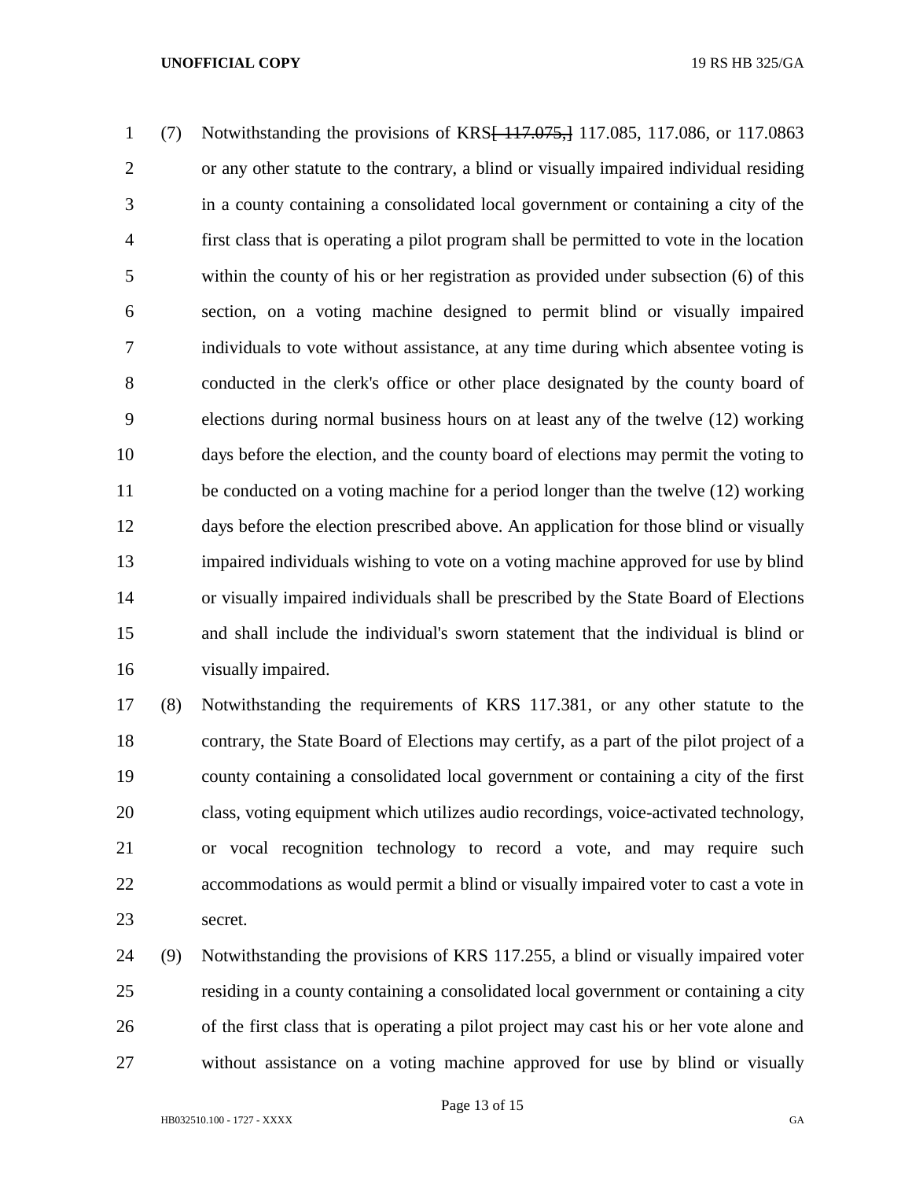(7) Notwithstanding the provisions of KRS~~[ 117.075,]~~ 117.085, 117.086, or 117.0863 or any other statute to the contrary, a blind or visually impaired individual residing in a county containing a consolidated local government or containing a city of the first class that is operating a pilot program shall be permitted to vote in the location within the county of his or her registration as provided under subsection (6) of this section, on a voting machine designed to permit blind or visually impaired individuals to vote without assistance, at any time during which absentee voting is conducted in the clerk's office or other place designated by the county board of elections during normal business hours on at least any of the twelve (12) working days before the election, and the county board of elections may permit the voting to be conducted on a voting machine for a period longer than the twelve (12) working days before the election prescribed above. An application for those blind or visually impaired individuals wishing to vote on a voting machine approved for use by blind or visually impaired individuals shall be prescribed by the State Board of Elections and shall include the individual's sworn statement that the individual is blind or visually impaired.

(8) Notwithstanding the requirements of KRS 117.381, or any other statute to the contrary, the State Board of Elections may certify, as a part of the pilot project of a county containing a consolidated local government or containing a city of the first class, voting equipment which utilizes audio recordings, voice-activated technology, or vocal recognition technology to record a vote, and may require such accommodations as would permit a blind or visually impaired voter to cast a vote in secret.

(9) Notwithstanding the provisions of KRS 117.255, a blind or visually impaired voter residing in a county containing a consolidated local government or containing a city of the first class that is operating a pilot project may cast his or her vote alone and without assistance on a voting machine approved for use by blind or visually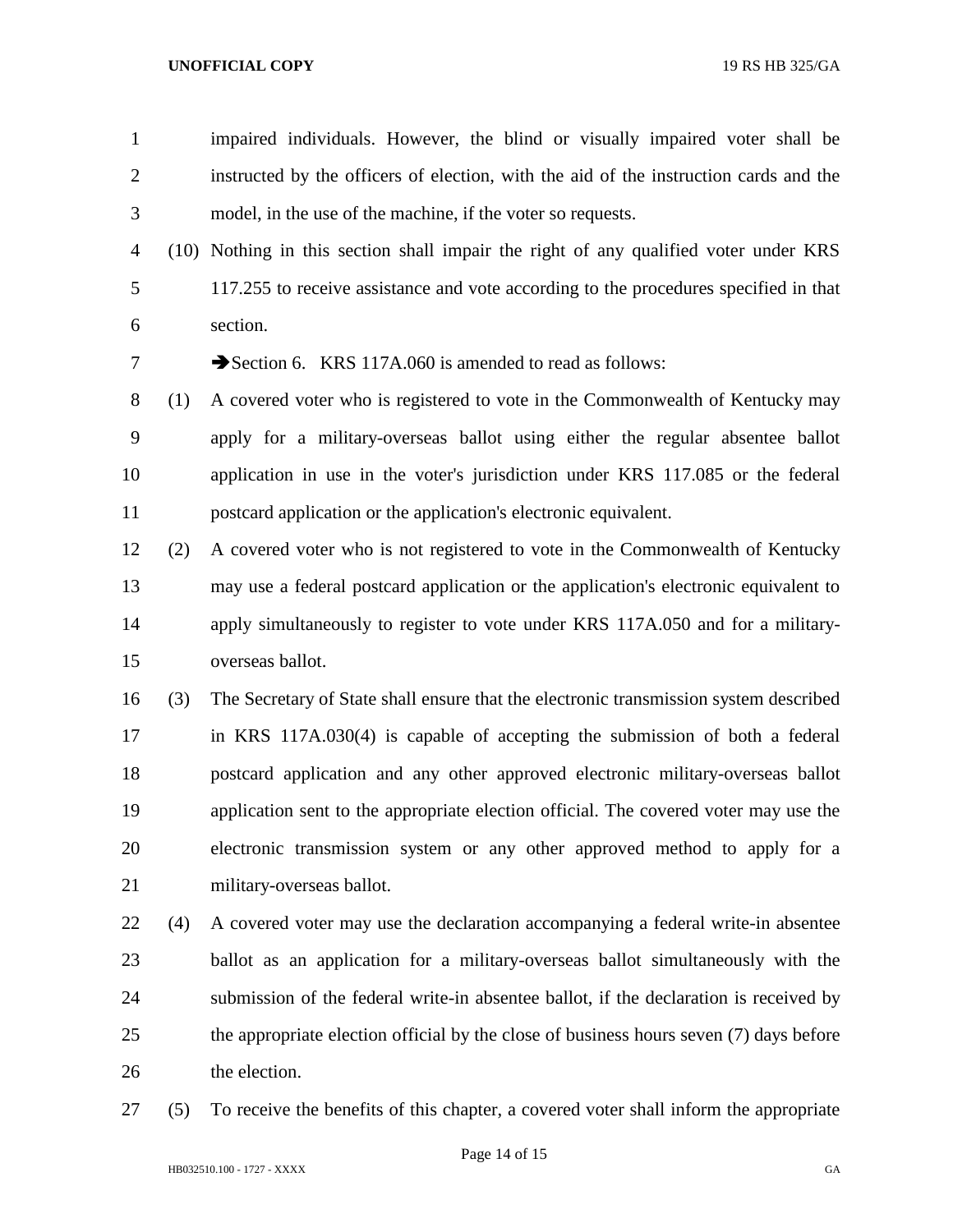impaired individuals. However, the blind or visually impaired voter shall be instructed by the officers of election, with the aid of the instruction cards and the model, in the use of the machine, if the voter so requests.

(10) Nothing in this section shall impair the right of any qualified voter under KRS 117.255 to receive assistance and vote according to the procedures specified in that section.

➔Section 6. KRS 117A.060 is amended to read as follows:

(1) A covered voter who is registered to vote in the Commonwealth of Kentucky may apply for a military-overseas ballot using either the regular absentee ballot application in use in the voter's jurisdiction under KRS 117.085 or the federal postcard application or the application's electronic equivalent.

(2) A covered voter who is not registered to vote in the Commonwealth of Kentucky may use a federal postcard application or the application's electronic equivalent to apply simultaneously to register to vote under KRS 117A.050 and for a military-overseas ballot.

(3) The Secretary of State shall ensure that the electronic transmission system described in KRS 117A.030(4) is capable of accepting the submission of both a federal postcard application and any other approved electronic military-overseas ballot application sent to the appropriate election official. The covered voter may use the electronic transmission system or any other approved method to apply for a military-overseas ballot.

(4) A covered voter may use the declaration accompanying a federal write-in absentee ballot as an application for a military-overseas ballot simultaneously with the submission of the federal write-in absentee ballot, if the declaration is received by the appropriate election official by the close of business hours seven (7) days before the election.

(5) To receive the benefits of this chapter, a covered voter shall inform the appropriate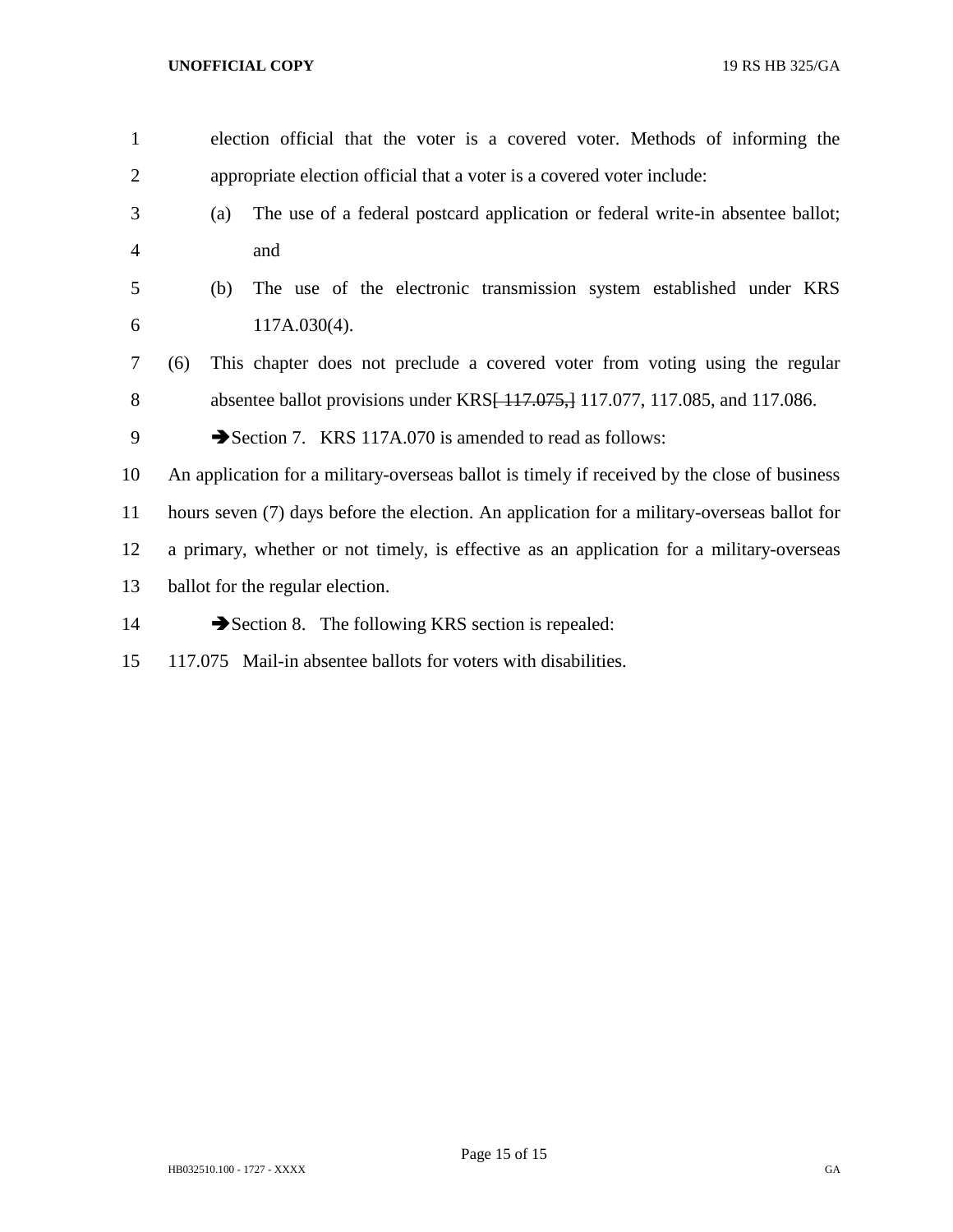election official that the voter is a covered voter. Methods of informing the appropriate election official that a voter is a covered voter include:

(a) The use of a federal postcard application or federal write-in absentee ballot; and

(b) The use of the electronic transmission system established under KRS 117A.030(4).

(6) This chapter does not preclude a covered voter from voting using the regular absentee ballot provisions under KRS~~[ 117.075,]~~ 117.077, 117.085, and 117.086.

➔Section 7. KRS 117A.070 is amended to read as follows:

An application for a military-overseas ballot is timely if received by the close of business hours seven (7) days before the election. An application for a military-overseas ballot for a primary, whether or not timely, is effective as an application for a military-overseas ballot for the regular election.

➔Section 8. The following KRS section is repealed:

117.075 Mail-in absentee ballots for voters with disabilities.